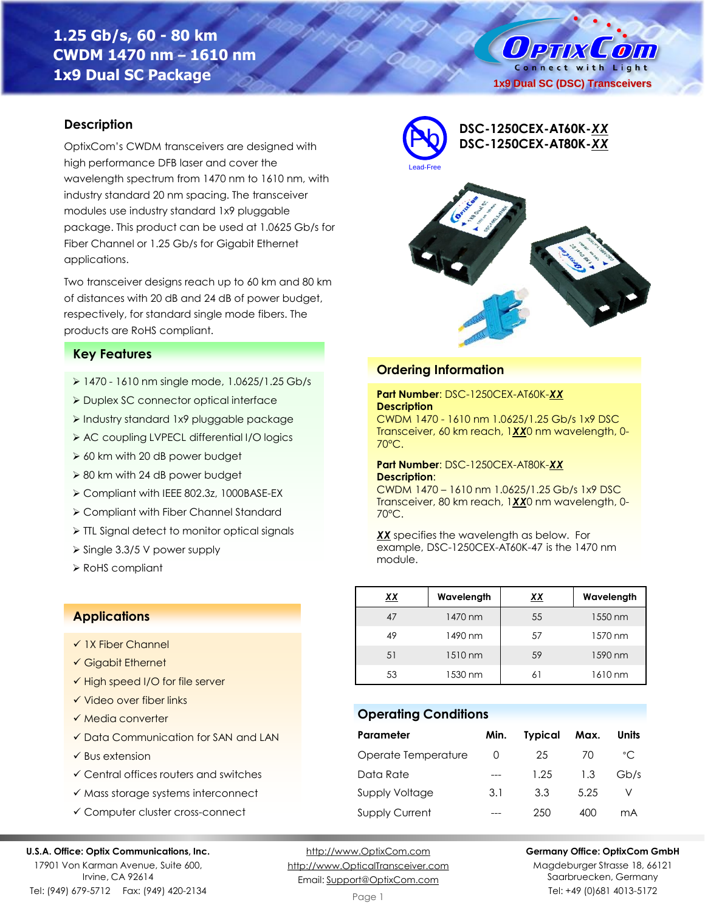# 1.25 Gb/s, 60 - 80 km CWDM 1470 nm – 1610 nm 1x9 Dual SC Package

OptixCom — Connect with Light

1x9 Dual SC (DSC) Transceivers

**DSC-1250CEX-AT60K-XX**
**DSC-1250CEX-AT80K-XX**

Lead-Free

## Description

OptixCom's CWDM transceivers are designed with high performance DFB laser and cover the wavelength spectrum from 1470 nm to 1610 nm, with industry standard 20 nm spacing. The transceiver modules use industry standard 1x9 pluggable package. This product can be used at 1.0625 Gb/s for Fiber Channel or 1.25 Gb/s for Gigabit Ethernet applications.

Two transceiver designs reach up to 60 km and 80 km of distances with 20 dB and 24 dB of power budget, respectively, for standard single mode fibers. The products are RoHS compliant.

## Key Features

- 1470 - 1610 nm single mode, 1.0625/1.25 Gb/s
- Duplex SC connector optical interface
- Industry standard 1x9 pluggable package
- AC coupling LVPECL differential I/O logics
- 60 km with 20 dB power budget
- 80 km with 24 dB power budget
- Compliant with IEEE 802.3z, 1000BASE-EX
- Compliant with Fiber Channel Standard
- TTL Signal detect to monitor optical signals
- Single 3.3/5 V power supply
- RoHS compliant

## Applications

- ✓ 1X Fiber Channel
- ✓ Gigabit Ethernet
- ✓ High speed I/O for file server
- ✓ Video over fiber links
- ✓ Media converter
- ✓ Data Communication for SAN and LAN
- ✓ Bus extension
- ✓ Central offices routers and switches
- ✓ Mass storage systems interconnect
- ✓ Computer cluster cross-connect

## Ordering Information

**Part Number**: DSC-1250CEX-AT60K-**XX**
**Description**
CWDM 1470 - 1610 nm 1.0625/1.25 Gb/s 1x9 DSC Transceiver, 60 km reach, 1**XX**0 nm wavelength, 0-70°C.

**Part Number**: DSC-1250CEX-AT80K-**XX**
**Description**:
CWDM 1470 – 1610 nm 1.0625/1.25 Gb/s 1x9 DSC Transceiver, 80 km reach, 1**XX**0 nm wavelength, 0-70°C.

**XX** specifies the wavelength as below. For example, DSC-1250CEX-AT60K-47 is the 1470 nm module.

| XX | Wavelength | XX | Wavelength |
|---|---|---|---|
| 47 | 1470 nm | 55 | 1550 nm |
| 49 | 1490 nm | 57 | 1570 nm |
| 51 | 1510 nm | 59 | 1590 nm |
| 53 | 1530 nm | 61 | 1610 nm |

## Operating Conditions

| Parameter | Min. | Typical | Max. | Units |
|---|---|---|---|---|
| Operate Temperature | 0 | 25 | 70 | °C |
| Data Rate | --- | 1.25 | 1.3 | Gb/s |
| Supply Voltage | 3.1 | 3.3 | 5.25 | V |
| Supply Current | --- | 250 | 400 | mA |

**U.S.A. Office: Optix Communications, Inc.**
17901 Von Karman Avenue, Suite 600,
Irvine, CA 92614
Tel: (949) 679-5712 Fax: (949) 420-2134

http://www.OptixCom.com
http://www.OpticalTransceiver.com
Email: Support@OptixCom.com

**Germany Office: OptixCom GmbH**
Magdeburger Strasse 18, 66121
Saarbruecken, Germany
Tel: +49 (0)681 4013-5172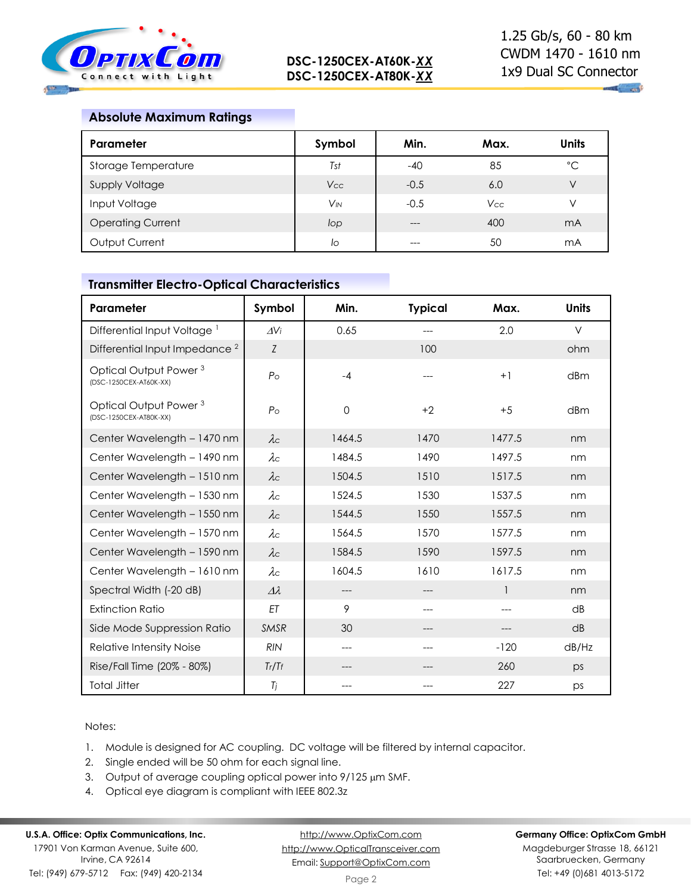## Absolute Maximum Ratings

| Parameter | Symbol | Min. | Max. | Units |
|---|---|---|---|---|
| Storage Temperature | $T_{st}$ | -40 | 85 | °C |
| Supply Voltage | $V_{CC}$ | -0.5 | 6.0 | V |
| Input Voltage | $V_{IN}$ | -0.5 | $V_{CC}$ | V |
| Operating Current | $I_{op}$ | --- | 400 | mA |
| Output Current | $I_o$ | --- | 50 | mA |

## Transmitter Electro-Optical Characteristics

| Parameter | Symbol | Min. | Typical | Max. | Units |
|---|---|---|---|---|---|
| Differential Input Voltage [1] | $\Delta V_i$ | 0.65 | --- | 2.0 | V |
| Differential Input Impedance [2] | $Z$ | | 100 | | ohm |
| Optical Output Power [3] (DSC-1250CEX-AT60K-XX) | $P_O$ | -4 | --- | +1 | dBm |
| Optical Output Power [3] (DSC-1250CEX-AT80K-XX) | $P_O$ | 0 | +2 | +5 | dBm |
| Center Wavelength – 1470 nm | $\lambda_C$ | 1464.5 | 1470 | 1477.5 | nm |
| Center Wavelength – 1490 nm | $\lambda_C$ | 1484.5 | 1490 | 1497.5 | nm |
| Center Wavelength – 1510 nm | $\lambda_C$ | 1504.5 | 1510 | 1517.5 | nm |
| Center Wavelength – 1530 nm | $\lambda_C$ | 1524.5 | 1530 | 1537.5 | nm |
| Center Wavelength – 1550 nm | $\lambda_C$ | 1544.5 | 1550 | 1557.5 | nm |
| Center Wavelength – 1570 nm | $\lambda_C$ | 1564.5 | 1570 | 1577.5 | nm |
| Center Wavelength – 1590 nm | $\lambda_C$ | 1584.5 | 1590 | 1597.5 | nm |
| Center Wavelength – 1610 nm | $\lambda_C$ | 1604.5 | 1610 | 1617.5 | nm |
| Spectral Width (-20 dB) | $\Delta\lambda$ | --- | --- | 1 | nm |
| Extinction Ratio | $ET$ | 9 | --- | --- | dB |
| Side Mode Suppression Ratio | $SMSR$ | 30 | --- | --- | dB |
| Relative Intensity Noise | $RIN$ | --- | --- | -120 | dB/Hz |
| Rise/Fall Time (20% - 80%) | $T_r/T_f$ | --- | --- | 260 | ps |
| Total Jitter | $T_j$ | --- | --- | 227 | ps |

Notes:

1. Module is designed for AC coupling. DC voltage will be filtered by internal capacitor.
2. Single ended will be 50 ohm for each signal line.
3. Output of average coupling optical power into 9/125 µm SMF.
4. Optical eye diagram is compliant with IEEE 802.3z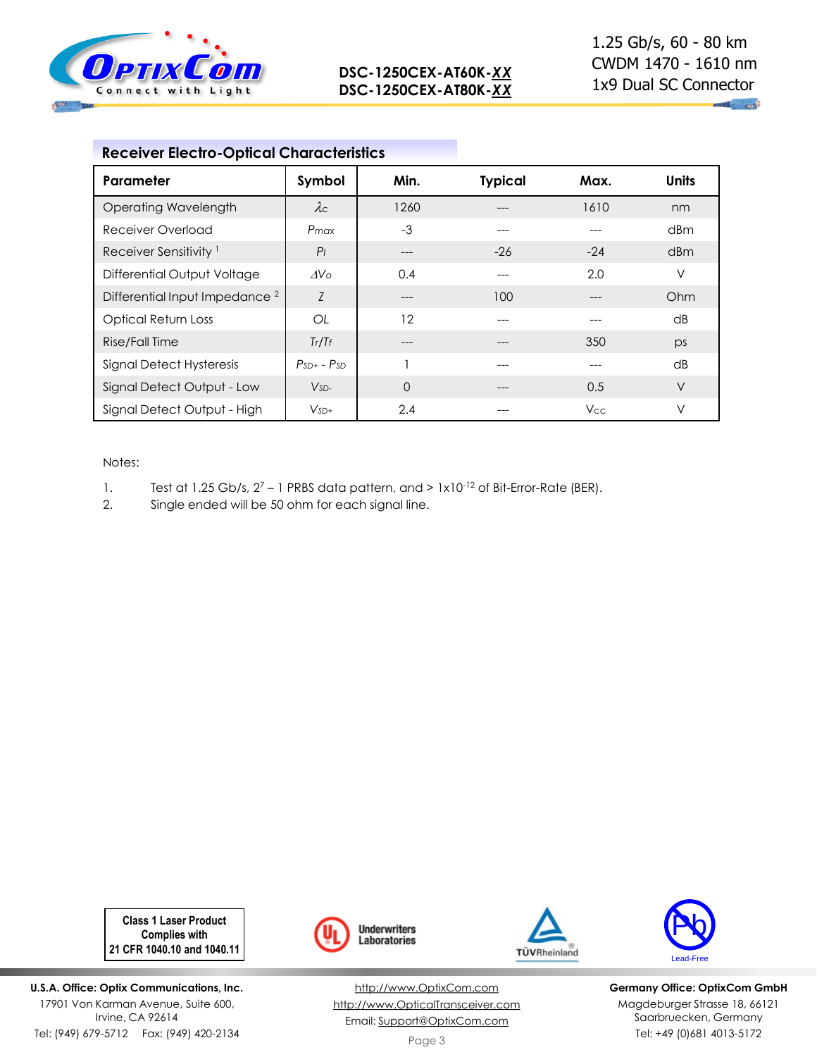## Receiver Electro-Optical Characteristics

| Parameter | Symbol | Min. | Typical | Max. | Units |
|---|---|---|---|---|---|
| Operating Wavelength | $\lambda_C$ | 1260 | --- | 1610 | nm |
| Receiver Overload | $P_{max}$ | -3 | --- | --- | dBm |
| Receiver Sensitivity [1] | $P_I$ | --- | -26 | -24 | dBm |
| Differential Output Voltage | $\Delta V_O$ | 0.4 | --- | 2.0 | V |
| Differential Input Impedance [2] | $Z$ | --- | 100 | --- | Ohm |
| Optical Return Loss | $OL$ | 12 | --- | --- | dB |
| Rise/Fall Time | $T_r/T_f$ | --- | --- | 350 | ps |
| Signal Detect Hysteresis | $P_{SD+}$ - $P_{SD}$ | 1 | --- | --- | dB |
| Signal Detect Output - Low | $V_{SD-}$ | 0 | --- | 0.5 | V |
| Signal Detect Output - High | $V_{SD+}$ | 2.4 | --- | $V_{CC}$ | V |

Notes:

1. Test at 1.25 Gb/s, $2^7 - 1$ PRBS data pattern, and > $1\text{x}10^{-12}$ of Bit-Error-Rate (BER).
2. Single ended will be 50 ohm for each signal line.

Class 1 Laser Product Complies with 21 CFR 1040.10 and 1040.11

**U.S.A. Office: Optix Communications, Inc.**
17901 Von Karman Avenue, Suite 600,
Irvine, CA 92614
Tel: (949) 679-5712 Fax: (949) 420-2134

http://www.OptixCom.com
http://www.OpticalTransceiver.com
Email: Support@OptixCom.com

**Germany Office: OptixCom GmbH**
Magdeburger Strasse 18, 66121
Saarbruecken, Germany
Tel: +49 (0)681 4013-5172